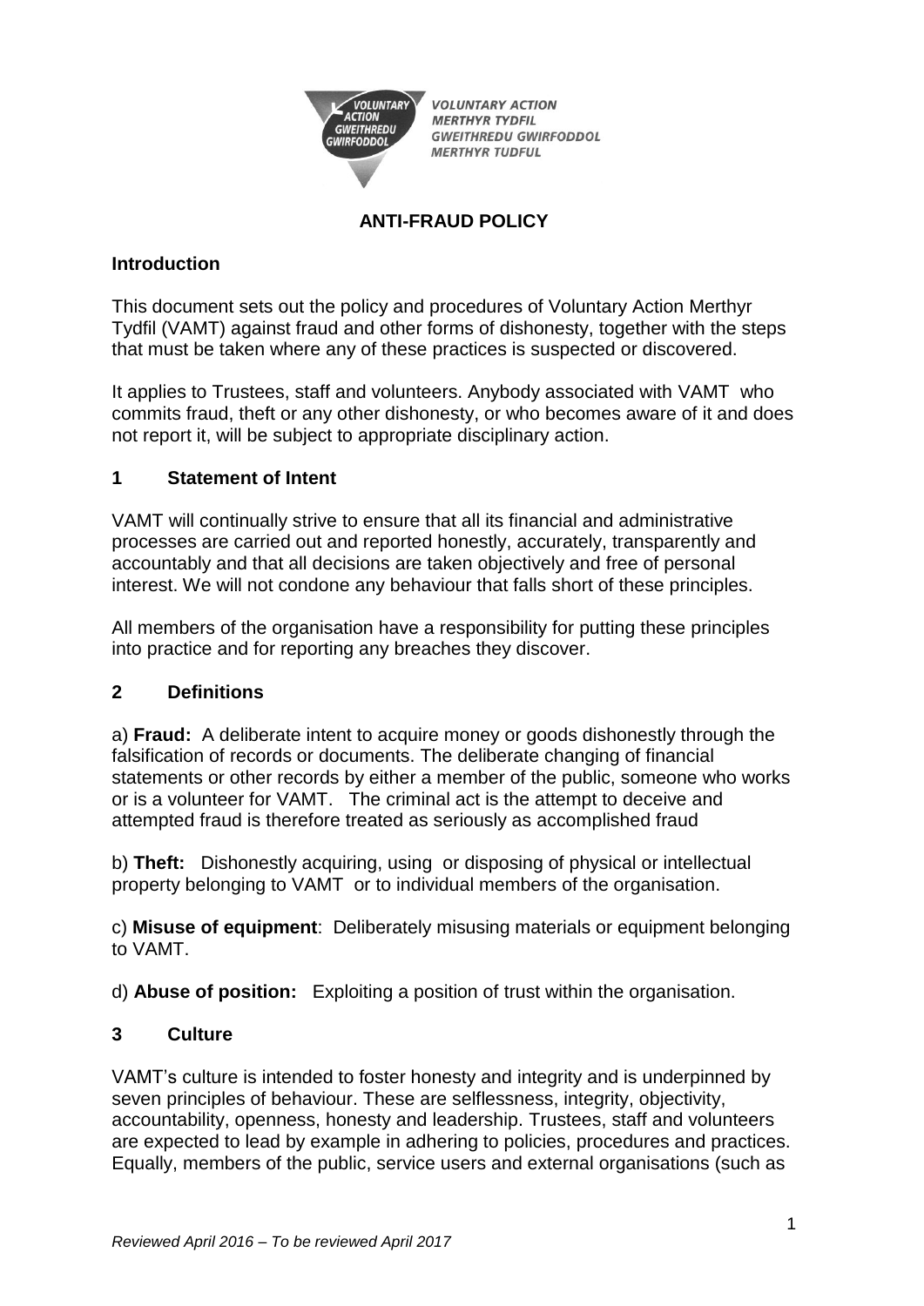VOLUNTARY ACTION MERTHYR TYDFIL
GWEITHREDU GWIRFODDOL MERTHYR TUDFUL

# ANTI-FRAUD POLICY

## Introduction

This document sets out the policy and procedures of Voluntary Action Merthyr Tydfil (VAMT) against fraud and other forms of dishonesty, together with the steps that must be taken where any of these practices is suspected or discovered.

It applies to Trustees, staff and volunteers. Anybody associated with VAMT who commits fraud, theft or any other dishonesty, or who becomes aware of it and does not report it, will be subject to appropriate disciplinary action.

## 1 Statement of Intent

VAMT will continually strive to ensure that all its financial and administrative processes are carried out and reported honestly, accurately, transparently and accountably and that all decisions are taken objectively and free of personal interest. We will not condone any behaviour that falls short of these principles.

All members of the organisation have a responsibility for putting these principles into practice and for reporting any breaches they discover.

## 2 Definitions

a) **Fraud:** A deliberate intent to acquire money or goods dishonestly through the falsification of records or documents. The deliberate changing of financial statements or other records by either a member of the public, someone who works or is a volunteer for VAMT. The criminal act is the attempt to deceive and attempted fraud is therefore treated as seriously as accomplished fraud

b) **Theft:** Dishonestly acquiring, using or disposing of physical or intellectual property belonging to VAMT or to individual members of the organisation.

c) **Misuse of equipment**: Deliberately misusing materials or equipment belonging to VAMT.

d) **Abuse of position:** Exploiting a position of trust within the organisation.

## 3 Culture

VAMT's culture is intended to foster honesty and integrity and is underpinned by seven principles of behaviour. These are selflessness, integrity, objectivity, accountability, openness, honesty and leadership. Trustees, staff and volunteers are expected to lead by example in adhering to policies, procedures and practices. Equally, members of the public, service users and external organisations (such as

*Reviewed April 2016 – To be reviewed April 2017*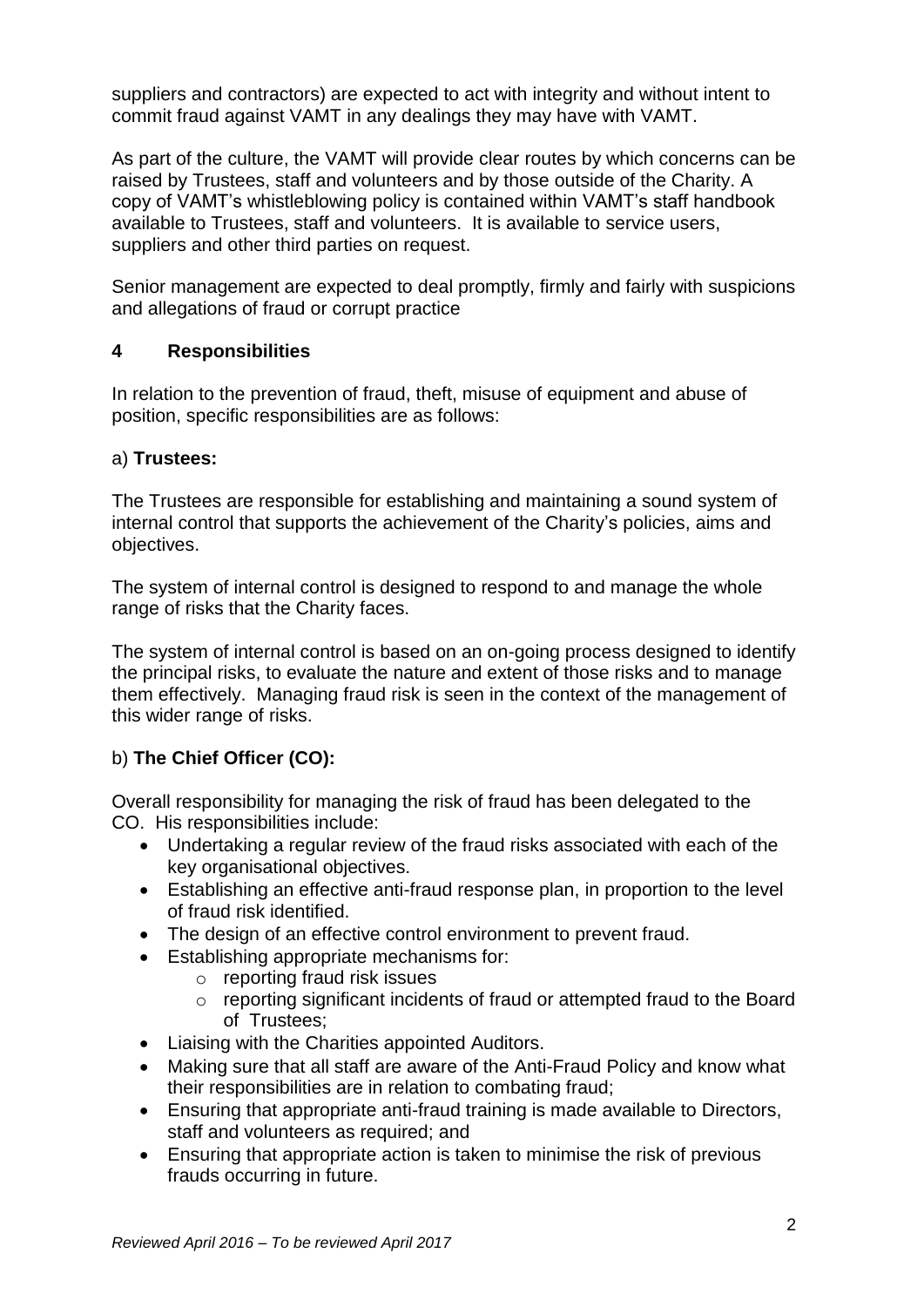suppliers and contractors) are expected to act with integrity and without intent to commit fraud against VAMT in any dealings they may have with VAMT.

As part of the culture, the VAMT will provide clear routes by which concerns can be raised by Trustees, staff and volunteers and by those outside of the Charity. A copy of VAMT's whistleblowing policy is contained within VAMT's staff handbook available to Trustees, staff and volunteers. It is available to service users, suppliers and other third parties on request.

Senior management are expected to deal promptly, firmly and fairly with suspicions and allegations of fraud or corrupt practice

## 4 Responsibilities

In relation to the prevention of fraud, theft, misuse of equipment and abuse of position, specific responsibilities are as follows:

a) **Trustees:**

The Trustees are responsible for establishing and maintaining a sound system of internal control that supports the achievement of the Charity's policies, aims and objectives.

The system of internal control is designed to respond to and manage the whole range of risks that the Charity faces.

The system of internal control is based on an on-going process designed to identify the principal risks, to evaluate the nature and extent of those risks and to manage them effectively. Managing fraud risk is seen in the context of the management of this wider range of risks.

b) **The Chief Officer (CO):**

Overall responsibility for managing the risk of fraud has been delegated to the CO. His responsibilities include:

- Undertaking a regular review of the fraud risks associated with each of the key organisational objectives.
- Establishing an effective anti-fraud response plan, in proportion to the level of fraud risk identified.
- The design of an effective control environment to prevent fraud.
- Establishing appropriate mechanisms for:
  - reporting fraud risk issues
  - reporting significant incidents of fraud or attempted fraud to the Board of Trustees;
- Liaising with the Charities appointed Auditors.
- Making sure that all staff are aware of the Anti-Fraud Policy and know what their responsibilities are in relation to combating fraud;
- Ensuring that appropriate anti-fraud training is made available to Directors, staff and volunteers as required; and
- Ensuring that appropriate action is taken to minimise the risk of previous frauds occurring in future.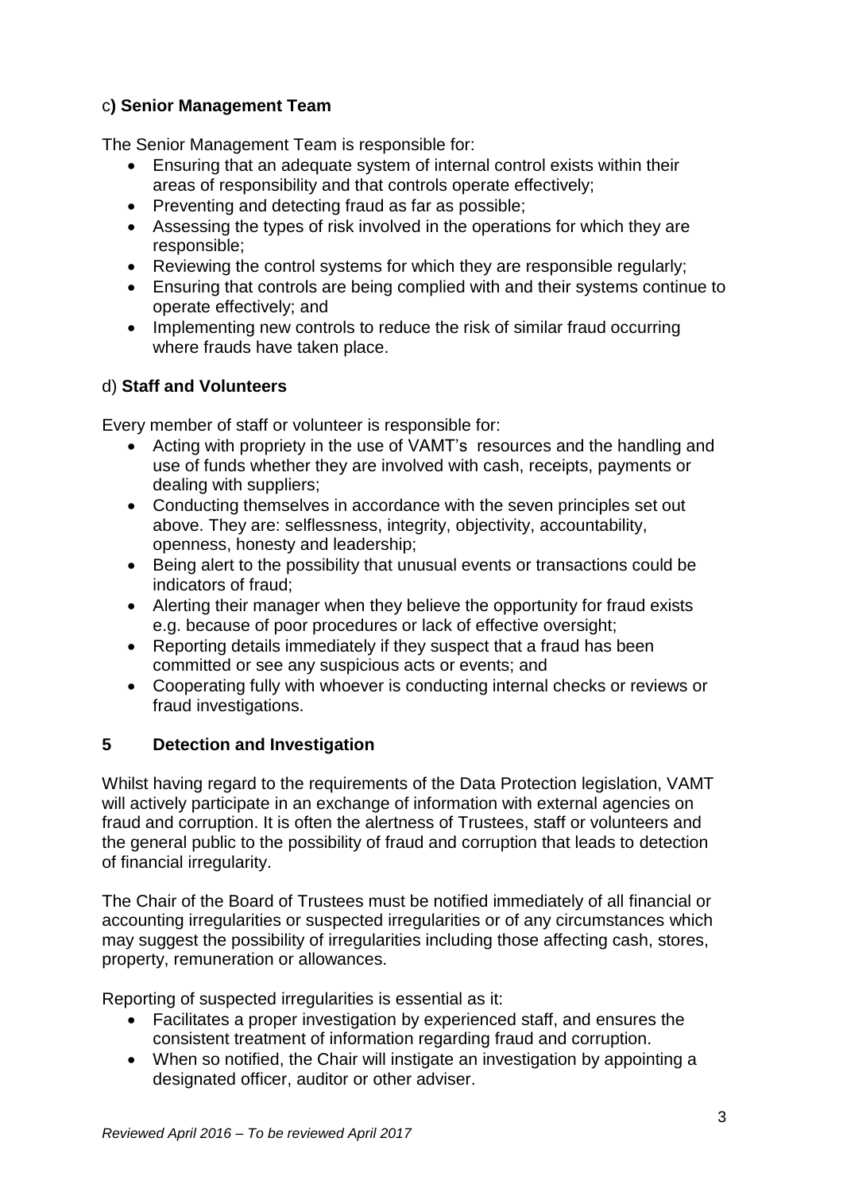### c) Senior Management Team

The Senior Management Team is responsible for:

- Ensuring that an adequate system of internal control exists within their areas of responsibility and that controls operate effectively;
- Preventing and detecting fraud as far as possible;
- Assessing the types of risk involved in the operations for which they are responsible;
- Reviewing the control systems for which they are responsible regularly;
- Ensuring that controls are being complied with and their systems continue to operate effectively; and
- Implementing new controls to reduce the risk of similar fraud occurring where frauds have taken place.

### d) Staff and Volunteers

Every member of staff or volunteer is responsible for:

- Acting with propriety in the use of VAMT's resources and the handling and use of funds whether they are involved with cash, receipts, payments or dealing with suppliers;
- Conducting themselves in accordance with the seven principles set out above. They are: selflessness, integrity, objectivity, accountability, openness, honesty and leadership;
- Being alert to the possibility that unusual events or transactions could be indicators of fraud;
- Alerting their manager when they believe the opportunity for fraud exists e.g. because of poor procedures or lack of effective oversight;
- Reporting details immediately if they suspect that a fraud has been committed or see any suspicious acts or events; and
- Cooperating fully with whoever is conducting internal checks or reviews or fraud investigations.

## 5 Detection and Investigation

Whilst having regard to the requirements of the Data Protection legislation, VAMT will actively participate in an exchange of information with external agencies on fraud and corruption. It is often the alertness of Trustees, staff or volunteers and the general public to the possibility of fraud and corruption that leads to detection of financial irregularity.

The Chair of the Board of Trustees must be notified immediately of all financial or accounting irregularities or suspected irregularities or of any circumstances which may suggest the possibility of irregularities including those affecting cash, stores, property, remuneration or allowances.

Reporting of suspected irregularities is essential as it:

- Facilitates a proper investigation by experienced staff, and ensures the consistent treatment of information regarding fraud and corruption.
- When so notified, the Chair will instigate an investigation by appointing a designated officer, auditor or other adviser.

*Reviewed April 2016 – To be reviewed April 2017*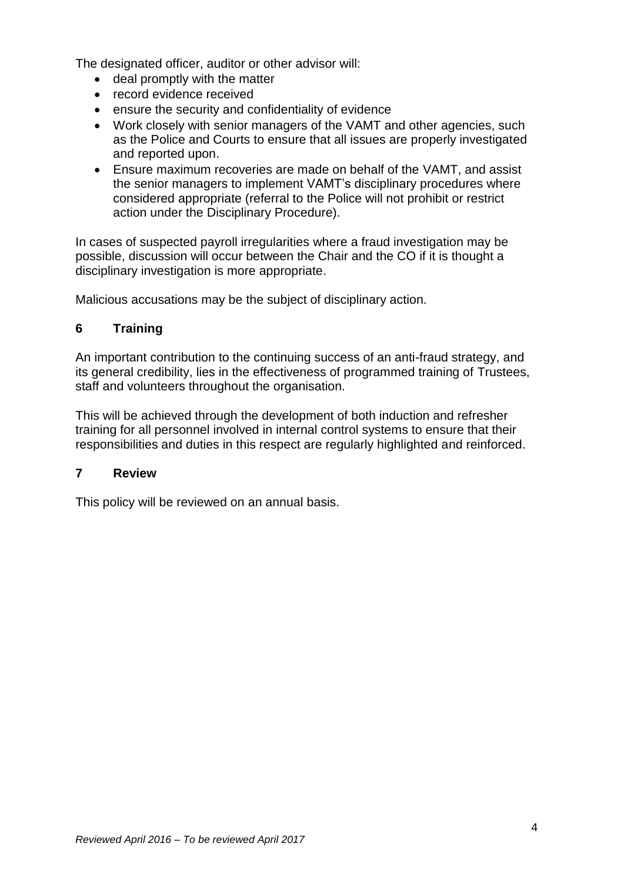The designated officer, auditor or other advisor will:

- deal promptly with the matter
- record evidence received
- ensure the security and confidentiality of evidence
- Work closely with senior managers of the VAMT and other agencies, such as the Police and Courts to ensure that all issues are properly investigated and reported upon.
- Ensure maximum recoveries are made on behalf of the VAMT, and assist the senior managers to implement VAMT's disciplinary procedures where considered appropriate (referral to the Police will not prohibit or restrict action under the Disciplinary Procedure).

In cases of suspected payroll irregularities where a fraud investigation may be possible, discussion will occur between the Chair and the CO if it is thought a disciplinary investigation is more appropriate.

Malicious accusations may be the subject of disciplinary action.

## 6 Training

An important contribution to the continuing success of an anti-fraud strategy, and its general credibility, lies in the effectiveness of programmed training of Trustees, staff and volunteers throughout the organisation.

This will be achieved through the development of both induction and refresher training for all personnel involved in internal control systems to ensure that their responsibilities and duties in this respect are regularly highlighted and reinforced.

## 7 Review

This policy will be reviewed on an annual basis.